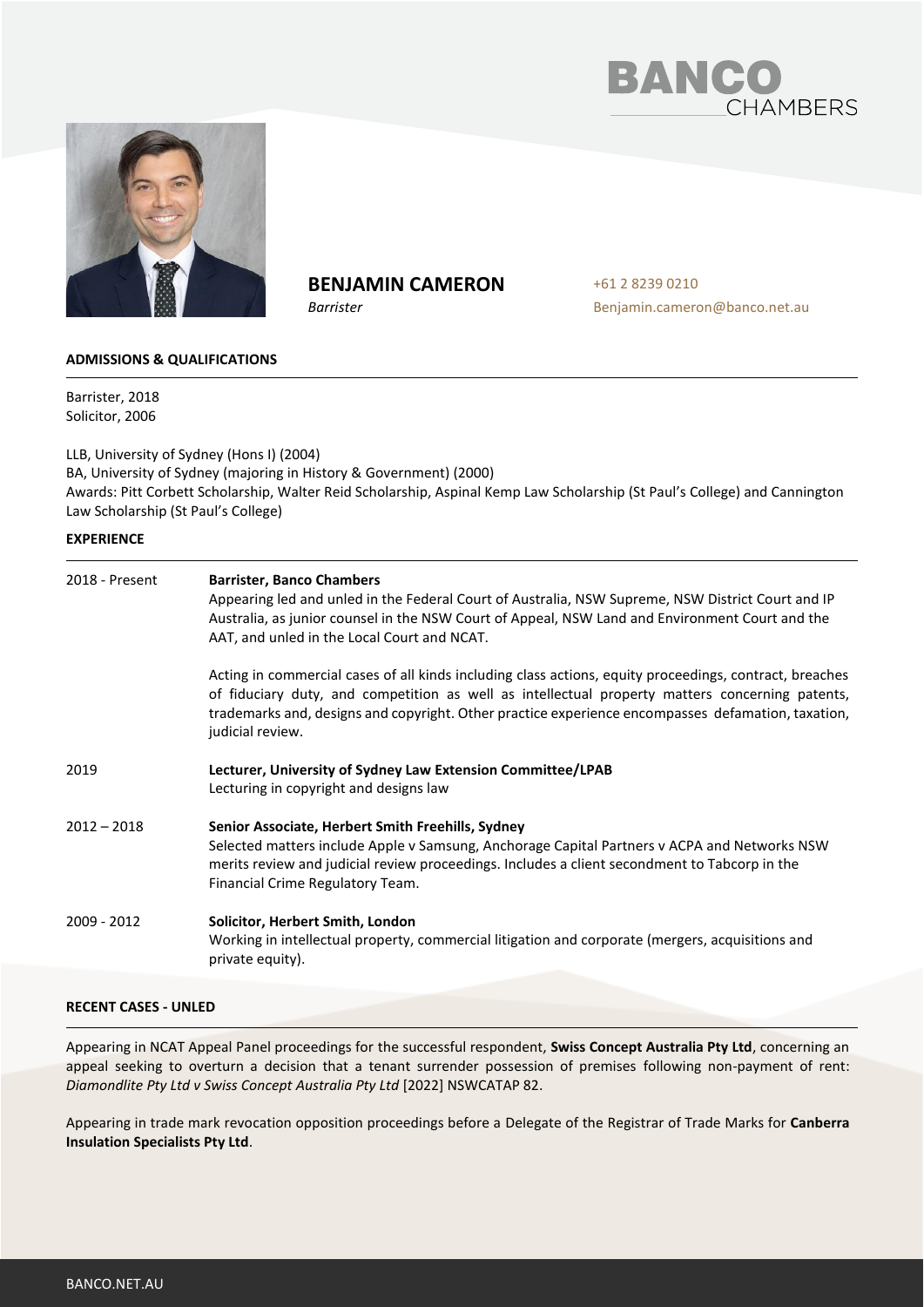BANCO CHAMBERS

# BENJAMIN CAMERON

*Barrister*

+61 2 8239 0210
Benjamin.cameron@banco.net.au

## ADMISSIONS & QUALIFICATIONS

Barrister, 2018
Solicitor, 2006

LLB, University of Sydney (Hons I) (2004)
BA, University of Sydney (majoring in History & Government) (2000)
Awards: Pitt Corbett Scholarship, Walter Reid Scholarship, Aspinal Kemp Law Scholarship (St Paul's College) and Cannington Law Scholarship (St Paul's College)

## EXPERIENCE

| | |
|---|---|
| 2018 - Present | **Barrister, Banco Chambers**<br>Appearing led and unled in the Federal Court of Australia, NSW Supreme, NSW District Court and IP Australia, as junior counsel in the NSW Court of Appeal, NSW Land and Environment Court and the AAT, and unled in the Local Court and NCAT.<br><br>Acting in commercial cases of all kinds including class actions, equity proceedings, contract, breaches of fiduciary duty, and competition as well as intellectual property matters concerning patents, trademarks and, designs and copyright. Other practice experience encompasses defamation, taxation, judicial review. |
| 2019 | **Lecturer, University of Sydney Law Extension Committee/LPAB**<br>Lecturing in copyright and designs law |
| 2012 – 2018 | **Senior Associate, Herbert Smith Freehills, Sydney**<br>Selected matters include Apple v Samsung, Anchorage Capital Partners v ACPA and Networks NSW merits review and judicial review proceedings. Includes a client secondment to Tabcorp in the Financial Crime Regulatory Team. |
| 2009 - 2012 | **Solicitor, Herbert Smith, London**<br>Working in intellectual property, commercial litigation and corporate (mergers, acquisitions and private equity). |

## RECENT CASES - UNLED

Appearing in NCAT Appeal Panel proceedings for the successful respondent, **Swiss Concept Australia Pty Ltd**, concerning an appeal seeking to overturn a decision that a tenant surrender possession of premises following non-payment of rent: *Diamondlite Pty Ltd v Swiss Concept Australia Pty Ltd* [2022] NSWCATAP 82.

Appearing in trade mark revocation opposition proceedings before a Delegate of the Registrar of Trade Marks for **Canberra Insulation Specialists Pty Ltd**.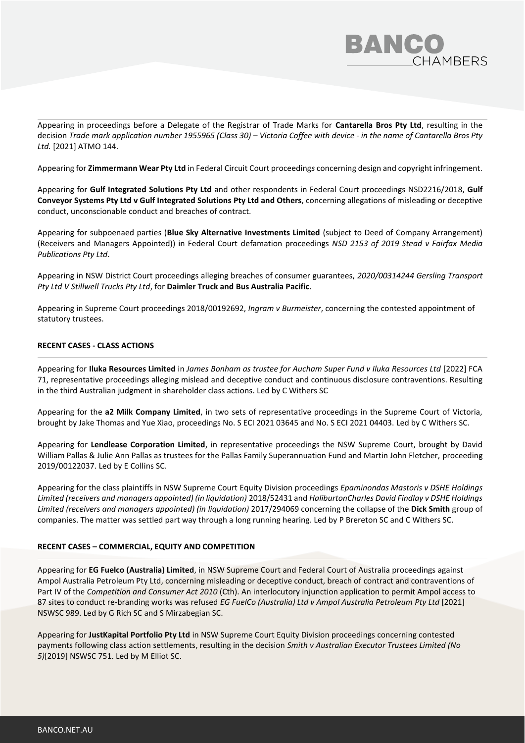Appearing in proceedings before a Delegate of the Registrar of Trade Marks for **Cantarella Bros Pty Ltd**, resulting in the decision *Trade mark application number 1955965 (Class 30) – Victoria Coffee with device - in the name of Cantarella Bros Pty Ltd.* [2021] ATMO 144.

Appearing for **Zimmermann Wear Pty Ltd** in Federal Circuit Court proceedings concerning design and copyright infringement.

Appearing for **Gulf Integrated Solutions Pty Ltd** and other respondents in Federal Court proceedings NSD2216/2018, **Gulf Conveyor Systems Pty Ltd v Gulf Integrated Solutions Pty Ltd and Others**, concerning allegations of misleading or deceptive conduct, unconscionable conduct and breaches of contract.

Appearing for subpoenaed parties (**Blue Sky Alternative Investments Limited** (subject to Deed of Company Arrangement) (Receivers and Managers Appointed)) in Federal Court defamation proceedings *NSD 2153 of 2019 Stead v Fairfax Media Publications Pty Ltd*.

Appearing in NSW District Court proceedings alleging breaches of consumer guarantees, *2020/00314244 Gersling Transport Pty Ltd V Stillwell Trucks Pty Ltd*, for **Daimler Truck and Bus Australia Pacific**.

Appearing in Supreme Court proceedings 2018/00192692, *Ingram v Burmeister*, concerning the contested appointment of statutory trustees.

**RECENT CASES - CLASS ACTIONS**

Appearing for **Iluka Resources Limited** in *James Bonham as trustee for Aucham Super Fund v Iluka Resources Ltd* [2022] FCA 71, representative proceedings alleging mislead and deceptive conduct and continuous disclosure contraventions. Resulting in the third Australian judgment in shareholder class actions. Led by C Withers SC

Appearing for the **a2 Milk Company Limited**, in two sets of representative proceedings in the Supreme Court of Victoria, brought by Jake Thomas and Yue Xiao, proceedings No. S ECI 2021 03645 and No. S ECI 2021 04403. Led by C Withers SC.

Appearing for **Lendlease Corporation Limited**, in representative proceedings the NSW Supreme Court, brought by David William Pallas & Julie Ann Pallas as trustees for the Pallas Family Superannuation Fund and Martin John Fletcher, proceeding 2019/00122037. Led by E Collins SC.

Appearing for the class plaintiffs in NSW Supreme Court Equity Division proceedings *Epaminondas Mastoris v DSHE Holdings Limited (receivers and managers appointed) (in liquidation)* 2018/52431 and *HaliburtonCharles David Findlay v DSHE Holdings Limited (receivers and managers appointed) (in liquidation)* 2017/294069 concerning the collapse of the **Dick Smith** group of companies. The matter was settled part way through a long running hearing. Led by P Brereton SC and C Withers SC.

**RECENT CASES – COMMERCIAL, EQUITY AND COMPETITION**

Appearing for **EG Fuelco (Australia) Limited**, in NSW Supreme Court and Federal Court of Australia proceedings against Ampol Australia Petroleum Pty Ltd, concerning misleading or deceptive conduct, breach of contract and contraventions of Part IV of the *Competition and Consumer Act 2010* (Cth). An interlocutory injunction application to permit Ampol access to 87 sites to conduct re-branding works was refused *EG FuelCo (Australia) Ltd v Ampol Australia Petroleum Pty Ltd* [2021] NSWSC 989. Led by G Rich SC and S Mirzabegian SC.

Appearing for **JustKapital Portfolio Pty Ltd** in NSW Supreme Court Equity Division proceedings concerning contested payments following class action settlements, resulting in the decision *Smith v Australian Executor Trustees Limited (No 5)*[2019] NSWSC 751. Led by M Elliot SC.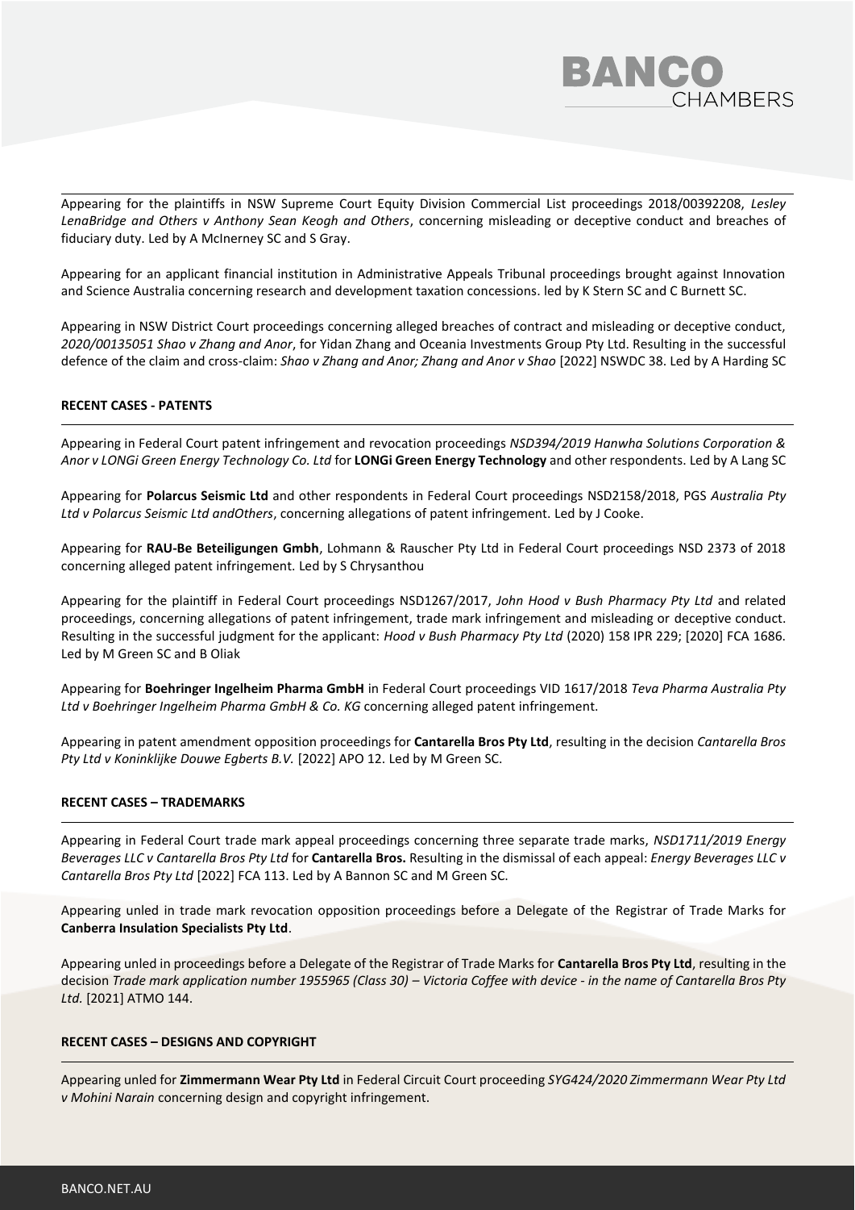Appearing for the plaintiffs in NSW Supreme Court Equity Division Commercial List proceedings 2018/00392208, *Lesley LenaBridge and Others v Anthony Sean Keogh and Others*, concerning misleading or deceptive conduct and breaches of fiduciary duty. Led by A McInerney SC and S Gray.

Appearing for an applicant financial institution in Administrative Appeals Tribunal proceedings brought against Innovation and Science Australia concerning research and development taxation concessions. led by K Stern SC and C Burnett SC.

Appearing in NSW District Court proceedings concerning alleged breaches of contract and misleading or deceptive conduct, *2020/00135051 Shao v Zhang and Anor*, for Yidan Zhang and Oceania Investments Group Pty Ltd. Resulting in the successful defence of the claim and cross-claim: *Shao v Zhang and Anor; Zhang and Anor v Shao* [2022] NSWDC 38. Led by A Harding SC

**RECENT CASES - PATENTS**

Appearing in Federal Court patent infringement and revocation proceedings *NSD394/2019 Hanwha Solutions Corporation & Anor v LONGi Green Energy Technology Co. Ltd* for **LONGi Green Energy Technology** and other respondents. Led by A Lang SC

Appearing for **Polarcus Seismic Ltd** and other respondents in Federal Court proceedings NSD2158/2018, PGS *Australia Pty Ltd v Polarcus Seismic Ltd andOthers*, concerning allegations of patent infringement. Led by J Cooke.

Appearing for **RAU-Be Beteiligungen Gmbh**, Lohmann & Rauscher Pty Ltd in Federal Court proceedings NSD 2373 of 2018 concerning alleged patent infringement. Led by S Chrysanthou

Appearing for the plaintiff in Federal Court proceedings NSD1267/2017, *John Hood v Bush Pharmacy Pty Ltd* and related proceedings, concerning allegations of patent infringement, trade mark infringement and misleading or deceptive conduct. Resulting in the successful judgment for the applicant: *Hood v Bush Pharmacy Pty Ltd* (2020) 158 IPR 229; [2020] FCA 1686. Led by M Green SC and B Oliak

Appearing for **Boehringer Ingelheim Pharma GmbH** in Federal Court proceedings VID 1617/2018 *Teva Pharma Australia Pty Ltd v Boehringer Ingelheim Pharma GmbH & Co. KG* concerning alleged patent infringement.

Appearing in patent amendment opposition proceedings for **Cantarella Bros Pty Ltd**, resulting in the decision *Cantarella Bros Pty Ltd v Koninklijke Douwe Egberts B.V.* [2022] APO 12. Led by M Green SC.

**RECENT CASES – TRADEMARKS**

Appearing in Federal Court trade mark appeal proceedings concerning three separate trade marks, *NSD1711/2019 Energy Beverages LLC v Cantarella Bros Pty Ltd* for **Cantarella Bros.** Resulting in the dismissal of each appeal: *Energy Beverages LLC v Cantarella Bros Pty Ltd* [2022] FCA 113. Led by A Bannon SC and M Green SC.

Appearing unled in trade mark revocation opposition proceedings before a Delegate of the Registrar of Trade Marks for **Canberra Insulation Specialists Pty Ltd**.

Appearing unled in proceedings before a Delegate of the Registrar of Trade Marks for **Cantarella Bros Pty Ltd**, resulting in the decision *Trade mark application number 1955965 (Class 30) – Victoria Coffee with device - in the name of Cantarella Bros Pty Ltd.* [2021] ATMO 144.

**RECENT CASES – DESIGNS AND COPYRIGHT**

Appearing unled for **Zimmermann Wear Pty Ltd** in Federal Circuit Court proceeding *SYG424/2020 Zimmermann Wear Pty Ltd v Mohini Narain* concerning design and copyright infringement.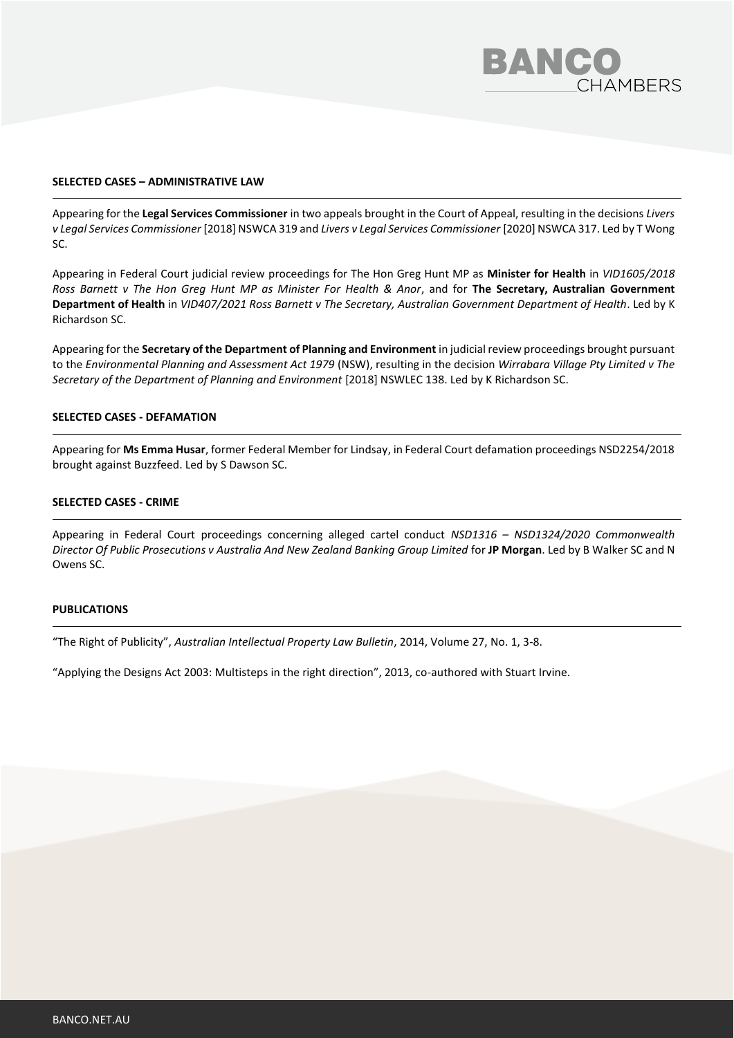## SELECTED CASES – ADMINISTRATIVE LAW

Appearing for the **Legal Services Commissioner** in two appeals brought in the Court of Appeal, resulting in the decisions *Livers v Legal Services Commissioner* [2018] NSWCA 319 and *Livers v Legal Services Commissioner* [2020] NSWCA 317. Led by T Wong SC.

Appearing in Federal Court judicial review proceedings for The Hon Greg Hunt MP as **Minister for Health** in *VID1605/2018 Ross Barnett v The Hon Greg Hunt MP as Minister For Health & Anor*, and for **The Secretary, Australian Government Department of Health** in *VID407/2021 Ross Barnett v The Secretary, Australian Government Department of Health*. Led by K Richardson SC.

Appearing for the **Secretary of the Department of Planning and Environment** in judicial review proceedings brought pursuant to the *Environmental Planning and Assessment Act 1979* (NSW), resulting in the decision *Wirrabara Village Pty Limited v The Secretary of the Department of Planning and Environment* [2018] NSWLEC 138. Led by K Richardson SC.

## SELECTED CASES - DEFAMATION

Appearing for **Ms Emma Husar**, former Federal Member for Lindsay, in Federal Court defamation proceedings NSD2254/2018 brought against Buzzfeed. Led by S Dawson SC.

## SELECTED CASES - CRIME

Appearing in Federal Court proceedings concerning alleged cartel conduct *NSD1316 – NSD1324/2020 Commonwealth Director Of Public Prosecutions v Australia And New Zealand Banking Group Limited* for **JP Morgan**. Led by B Walker SC and N Owens SC.

## PUBLICATIONS

"The Right of Publicity", *Australian Intellectual Property Law Bulletin*, 2014, Volume 27, No. 1, 3-8.

"Applying the Designs Act 2003: Multisteps in the right direction", 2013, co-authored with Stuart Irvine.